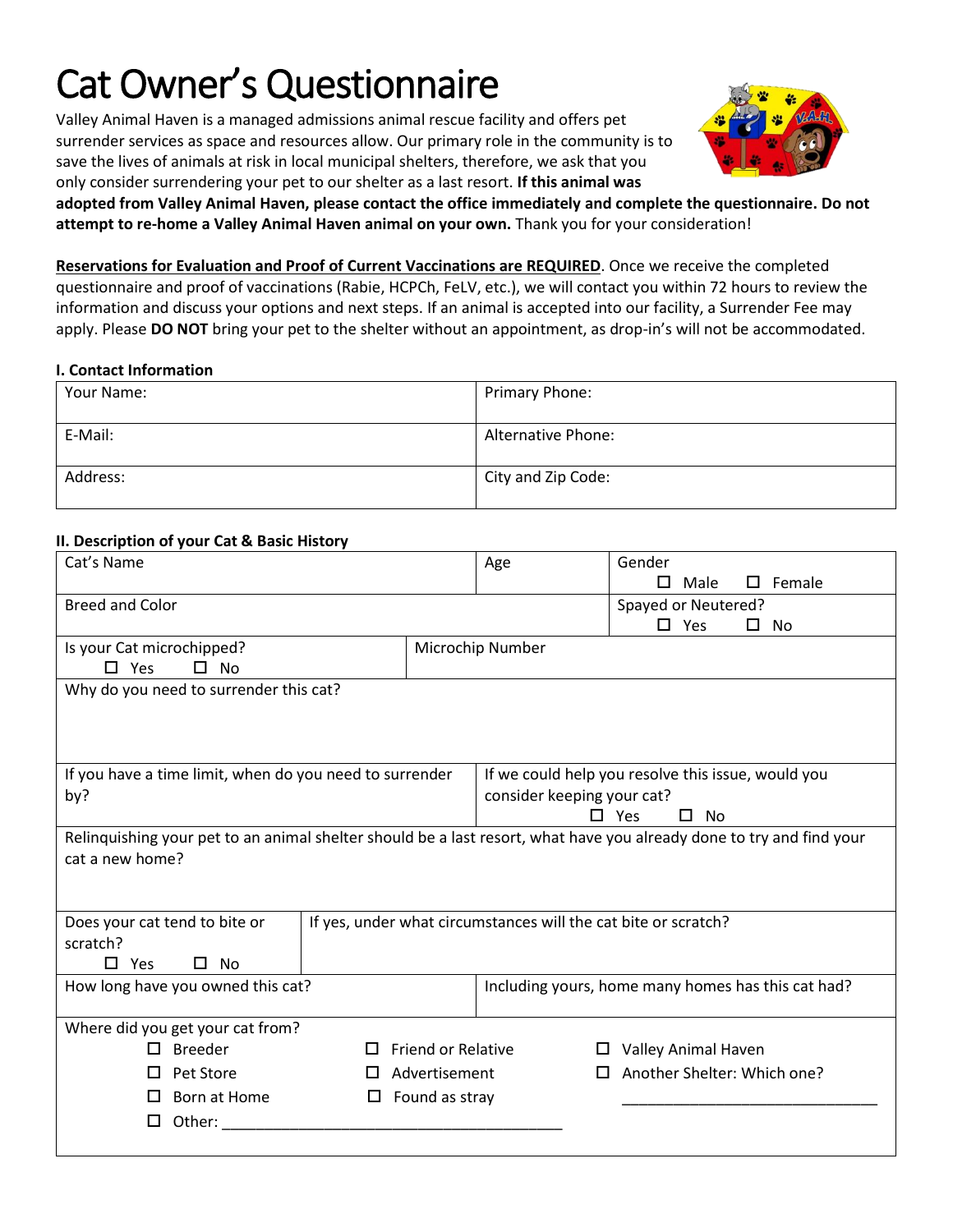# Cat Owner's Questionnaire

Valley Animal Haven is a managed admissions animal rescue facility and offers pet surrender services as space and resources allow. Our primary role in the community is to save the lives of animals at risk in local municipal shelters, therefore, we ask that you only consider surrendering your pet to our shelter as a last resort. **If this animal was adopted from Valley Animal Haven, please contact the office immediately and complete the questionnaire. Do not attempt to re-home a Valley Animal Haven animal on your own.** Thank you for your consideration!

**Reservations for Evaluation and Proof of Current Vaccinations are REQUIRED**. Once we receive the completed questionnaire and proof of vaccinations (Rabie, HCPCh, FeLV, etc.), we will contact you within 72 hours to review the information and discuss your options and next steps. If an animal is accepted into our facility, a Surrender Fee may apply. Please **DO NOT** bring your pet to the shelter without an appointment, as drop-in's will not be accommodated.

### I. Contact Information

| Your Name: | Primary Phone: |
|---|---|
| E-Mail: | Alternative Phone: |
| Address: | City and Zip Code: |

### II. Description of your Cat & Basic History

| Cat's Name | Age | Gender ☐ Male ☐ Female |
|---|---|---|
| Breed and Color | | Spayed or Neutered? ☐ Yes ☐ No |
| Is your Cat microchipped? ☐ Yes ☐ No | Microchip Number | |
| Why do you need to surrender this cat? | | |
| If you have a time limit, when do you need to surrender by? | If we could help you resolve this issue, would you consider keeping your cat? ☐ Yes ☐ No | |
| Relinquishing your pet to an animal shelter should be a last resort, what have you already done to try and find your cat a new home? | | |
| Does your cat tend to bite or scratch? ☐ Yes ☐ No | If yes, under what circumstances will the cat bite or scratch? | |
| How long have you owned this cat? | Including yours, home many homes has this cat had? | |

Where did you get your cat from?

☐ Breeder ☐ Friend or Relative ☐ Valley Animal Haven

☐ Pet Store ☐ Advertisement ☐ Another Shelter: Which one? ______________________________

☐ Born at Home ☐ Found as stray

☐ Other: ________________________________________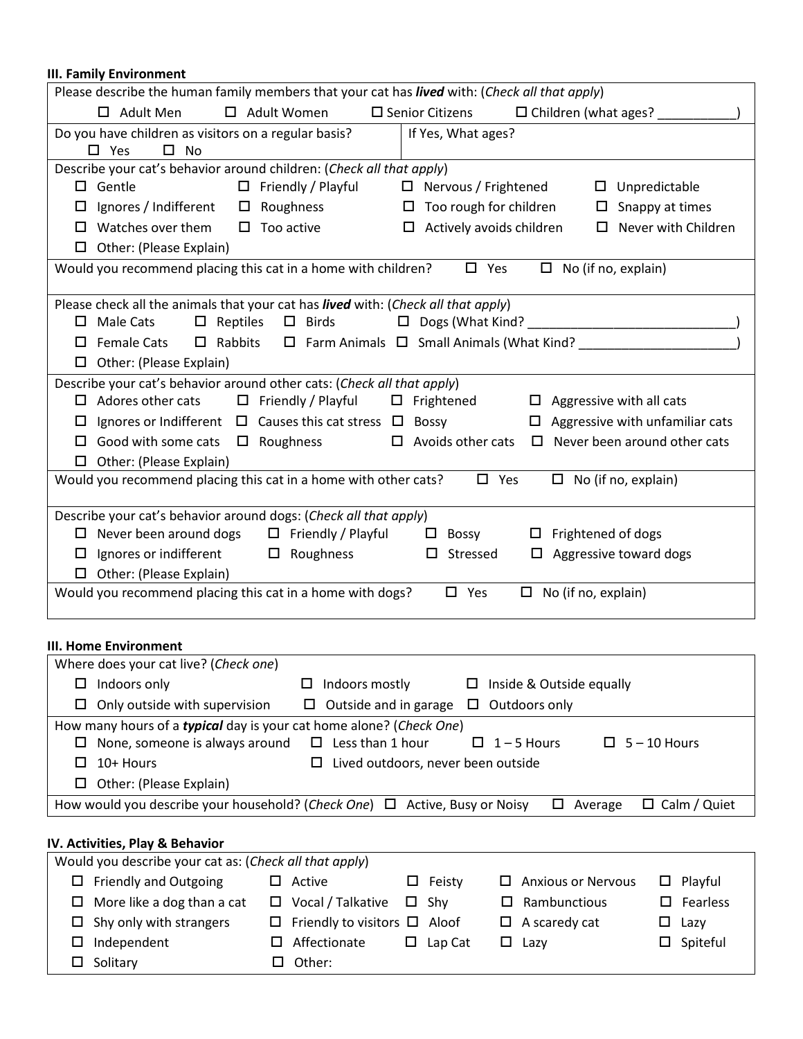### III. Family Environment

Please describe the human family members that your cat has ***lived*** with: (*Check all that apply*)

☐ Adult Men ☐ Adult Women ☐ Senior Citizens ☐ Children (what ages? ___________)

Do you have children as visitors on a regular basis?
☐ Yes ☐ No

If Yes, What ages?

Describe your cat's behavior around children: (*Check all that apply*)

☐ Gentle ☐ Friendly / Playful ☐ Nervous / Frightened ☐ Unpredictable
☐ Ignores / Indifferent ☐ Roughness ☐ Too rough for children ☐ Snappy at times
☐ Watches over them ☐ Too active ☐ Actively avoids children ☐ Never with Children
☐ Other: (Please Explain)

Would you recommend placing this cat in a home with children? ☐ Yes ☐ No (if no, explain)

Please check all the animals that your cat has ***lived*** with: (*Check all that apply*)

☐ Male Cats ☐ Reptiles ☐ Birds ☐ Dogs (What Kind? _____________________________)
☐ Female Cats ☐ Rabbits ☐ Farm Animals ☐ Small Animals (What Kind? ______________________)
☐ Other: (Please Explain)

Describe your cat's behavior around other cats: (*Check all that apply*)

☐ Adores other cats ☐ Friendly / Playful ☐ Frightened ☐ Aggressive with all cats
☐ Ignores or Indifferent ☐ Causes this cat stress ☐ Bossy ☐ Aggressive with unfamiliar cats
☐ Good with some cats ☐ Roughness ☐ Avoids other cats ☐ Never been around other cats
☐ Other: (Please Explain)

Would you recommend placing this cat in a home with other cats? ☐ Yes ☐ No (if no, explain)

Describe your cat's behavior around dogs: (*Check all that apply*)

☐ Never been around dogs ☐ Friendly / Playful ☐ Bossy ☐ Frightened of dogs
☐ Ignores or indifferent ☐ Roughness ☐ Stressed ☐ Aggressive toward dogs
☐ Other: (Please Explain)

Would you recommend placing this cat in a home with dogs? ☐ Yes ☐ No (if no, explain)

### III. Home Environment

Where does your cat live? (*Check one*)

☐ Indoors only ☐ Indoors mostly ☐ Inside & Outside equally
☐ Only outside with supervision ☐ Outside and in garage ☐ Outdoors only

How many hours of a ***typical*** day is your cat home alone? (*Check One*)

☐ None, someone is always around ☐ Less than 1 hour ☐ 1 – 5 Hours ☐ 5 – 10 Hours
☐ 10+ Hours ☐ Lived outdoors, never been outside
☐ Other: (Please Explain)

How would you describe your household? (*Check One*) ☐ Active, Busy or Noisy ☐ Average ☐ Calm / Quiet

### IV. Activities, Play & Behavior

Would you describe your cat as: (*Check all that apply*)

☐ Friendly and Outgoing ☐ Active ☐ Feisty ☐ Anxious or Nervous ☐ Playful
☐ More like a dog than a cat ☐ Vocal / Talkative ☐ Shy ☐ Rambunctious ☐ Fearless
☐ Shy only with strangers ☐ Friendly to visitors ☐ Aloof ☐ A scaredy cat ☐ Lazy
☐ Independent ☐ Affectionate ☐ Lap Cat ☐ Lazy ☐ Spiteful
☐ Solitary ☐ Other: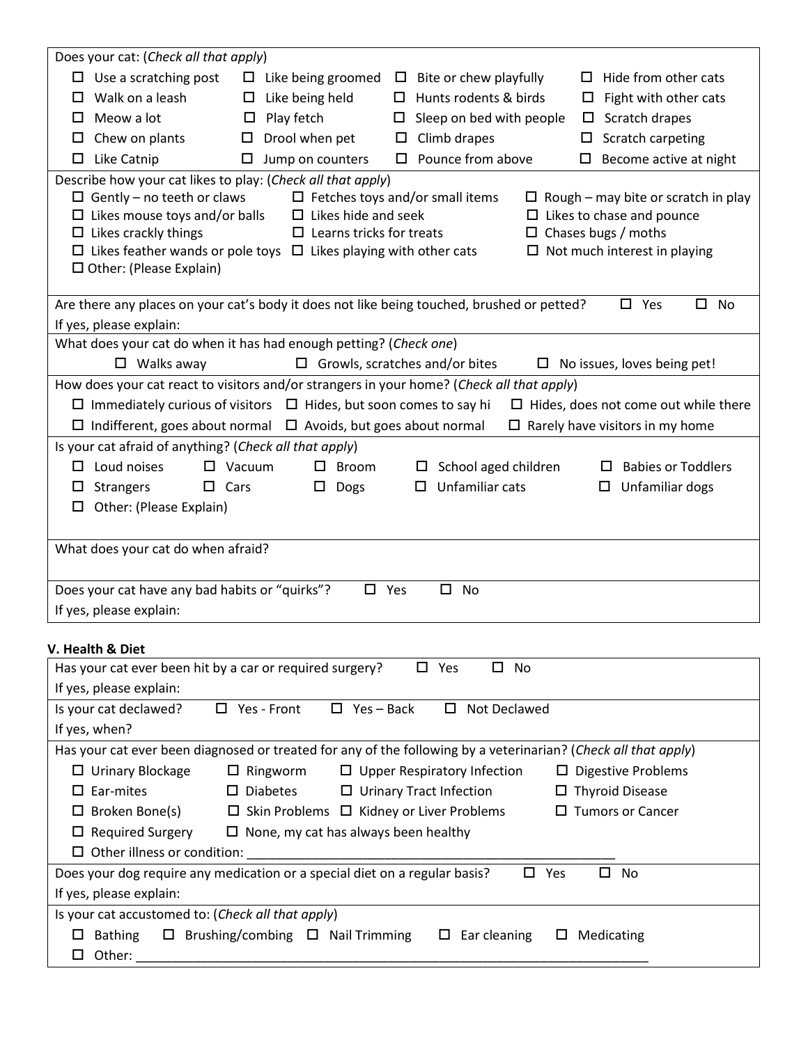Does your cat: (*Check all that apply*)

- ☐ Use a scratching post
- ☐ Like being groomed
- ☐ Bite or chew playfully
- ☐ Hide from other cats
- ☐ Walk on a leash
- ☐ Like being held
- ☐ Hunts rodents & birds
- ☐ Fight with other cats
- ☐ Meow a lot
- ☐ Play fetch
- ☐ Sleep on bed with people
- ☐ Scratch drapes
- ☐ Chew on plants
- ☐ Drool when pet
- ☐ Climb drapes
- ☐ Scratch carpeting
- ☐ Like Catnip
- ☐ Jump on counters
- ☐ Pounce from above
- ☐ Become active at night

Describe how your cat likes to play: (*Check all that apply*)

- ☐ Gently – no teeth or claws
- ☐ Fetches toys and/or small items
- ☐ Rough – may bite or scratch in play
- ☐ Likes mouse toys and/or balls
- ☐ Likes hide and seek
- ☐ Likes to chase and pounce
- ☐ Likes crackly things
- ☐ Learns tricks for treats
- ☐ Chases bugs / moths
- ☐ Likes feather wands or pole toys
- ☐ Likes playing with other cats
- ☐ Not much interest in playing
- ☐ Other: (Please Explain)

Are there any places on your cat's body it does not like being touched, brushed or petted? ☐ Yes ☐ No

If yes, please explain:

What does your cat do when it has had enough petting? (*Check one*)

- ☐ Walks away
- ☐ Growls, scratches and/or bites
- ☐ No issues, loves being pet!

How does your cat react to visitors and/or strangers in your home? (*Check all that apply*)

- ☐ Immediately curious of visitors
- ☐ Hides, but soon comes to say hi
- ☐ Hides, does not come out while there
- ☐ Indifferent, goes about normal
- ☐ Avoids, but goes about normal
- ☐ Rarely have visitors in my home

Is your cat afraid of anything? (*Check all that apply*)

- ☐ Loud noises
- ☐ Vacuum
- ☐ Broom
- ☐ School aged children
- ☐ Babies or Toddlers
- ☐ Strangers
- ☐ Cars
- ☐ Dogs
- ☐ Unfamiliar cats
- ☐ Unfamiliar dogs
- ☐ Other: (Please Explain)

What does your cat do when afraid?

Does your cat have any bad habits or "quirks"? ☐ Yes ☐ No

If yes, please explain:

### V. Health & Diet

Has your cat ever been hit by a car or required surgery? ☐ Yes ☐ No

If yes, please explain:

Is your cat declawed? ☐ Yes - Front ☐ Yes – Back ☐ Not Declawed

If yes, when?

Has your cat ever been diagnosed or treated for any of the following by a veterinarian? (*Check all that apply*)

- ☐ Urinary Blockage
- ☐ Ringworm
- ☐ Upper Respiratory Infection
- ☐ Digestive Problems
- ☐ Ear-mites
- ☐ Diabetes
- ☐ Urinary Tract Infection
- ☐ Thyroid Disease
- ☐ Broken Bone(s)
- ☐ Skin Problems
- ☐ Kidney or Liver Problems
- ☐ Tumors or Cancer
- ☐ Required Surgery
- ☐ None, my cat has always been healthy
- ☐ Other illness or condition: ____________________________________________________

Does your dog require any medication or a special diet on a regular basis? ☐ Yes ☐ No

If yes, please explain:

Is your cat accustomed to: (*Check all that apply*)

- ☐ Bathing
- ☐ Brushing/combing
- ☐ Nail Trimming
- ☐ Ear cleaning
- ☐ Medicating
- ☐ Other: ________________________________________________________________________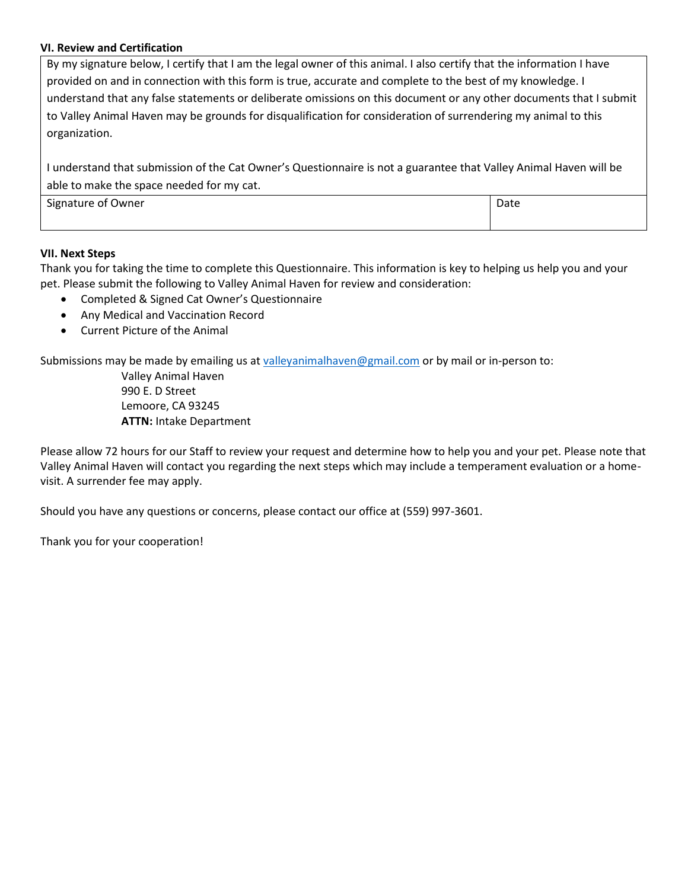**VI. Review and Certification**

| |
|---|
| By my signature below, I certify that I am the legal owner of this animal. I also certify that the information I have provided on and in connection with this form is true, accurate and complete to the best of my knowledge. I understand that any false statements or deliberate omissions on this document or any other documents that I submit to Valley Animal Haven may be grounds for disqualification for consideration of surrendering my animal to this organization.<br><br>I understand that submission of the Cat Owner's Questionnaire is not a guarantee that Valley Animal Haven will be able to make the space needed for my cat. |

| Signature of Owner | Date |
|---|---|
| | |

**VII. Next Steps**

Thank you for taking the time to complete this Questionnaire. This information is key to helping us help you and your pet. Please submit the following to Valley Animal Haven for review and consideration:

- Completed & Signed Cat Owner's Questionnaire
- Any Medical and Vaccination Record
- Current Picture of the Animal

Submissions may be made by emailing us at valleyanimalhaven@gmail.com or by mail or in-person to:

Valley Animal Haven
990 E. D Street
Lemoore, CA 93245
**ATTN:** Intake Department

Please allow 72 hours for our Staff to review your request and determine how to help you and your pet. Please note that Valley Animal Haven will contact you regarding the next steps which may include a temperament evaluation or a home-visit. A surrender fee may apply.

Should you have any questions or concerns, please contact our office at (559) 997-3601.

Thank you for your cooperation!